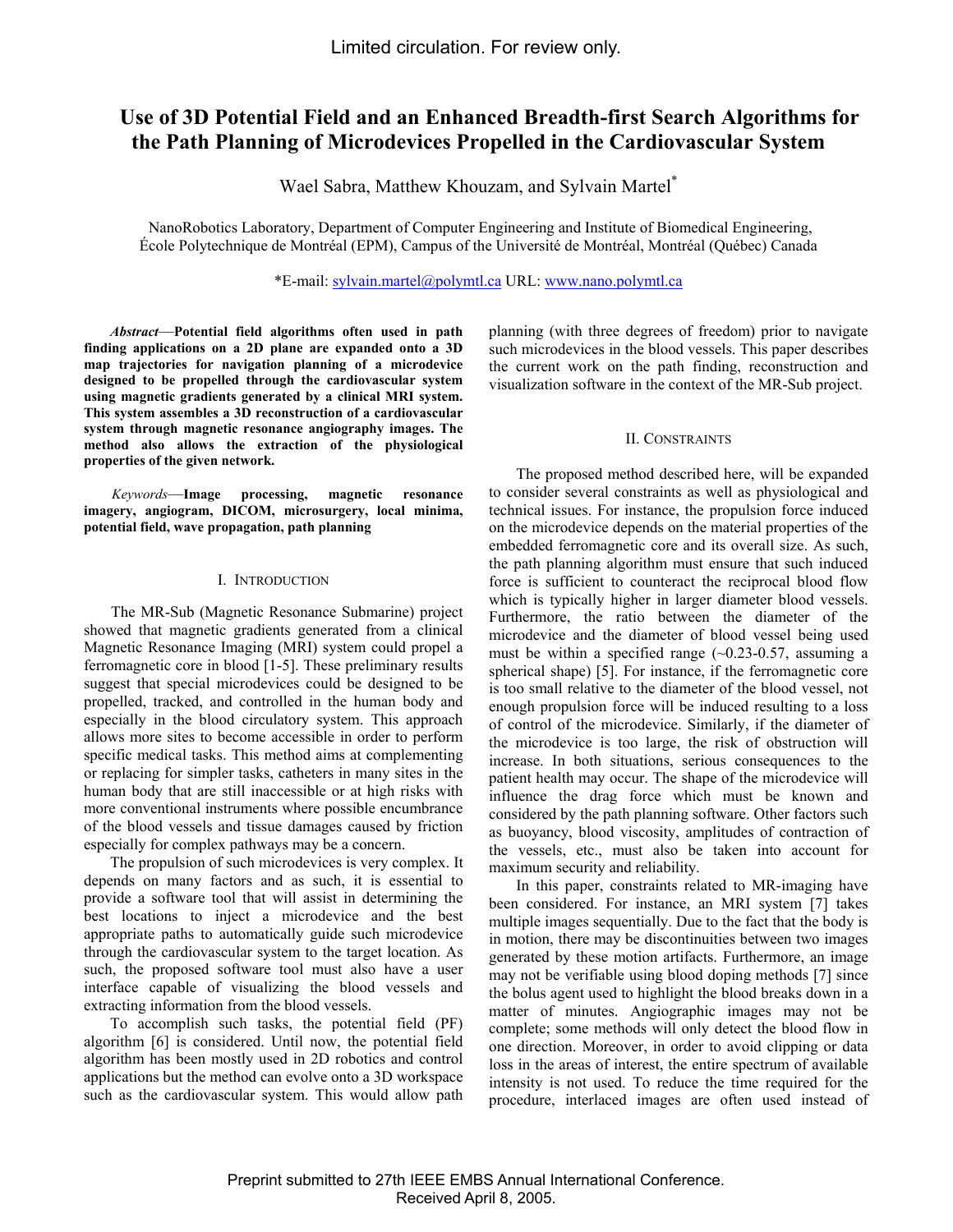# Use of 3D Potential Field and an Enhanced Breadth-first Search Algorithms for the Path Planning of Microdevices Propelled in the Cardiovascular System

Wael Sabra, Matthew Khouzam, and Sylvain Martel*

NanoRobotics Laboratory, Department of Computer Engineering and Institute of Biomedical Engineering, École Polytechnique de Montréal (EPM), Campus of the Université de Montréal, Montréal (Québec) Canada

*E-mail: sylvain.martel@polymtl.ca URL: www.nano.polymtl.ca

***Abstract*—Potential field algorithms often used in path finding applications on a 2D plane are expanded onto a 3D map trajectories for navigation planning of a microdevice designed to be propelled through the cardiovascular system using magnetic gradients generated by a clinical MRI system. This system assembles a 3D reconstruction of a cardiovascular system through magnetic resonance angiography images. The method also allows the extraction of the physiological properties of the given network.**

***Keywords*—Image processing, magnetic resonance imagery, angiogram, DICOM, microsurgery, local minima, potential field, wave propagation, path planning**

## I. Introduction

The MR-Sub (Magnetic Resonance Submarine) project showed that magnetic gradients generated from a clinical Magnetic Resonance Imaging (MRI) system could propel a ferromagnetic core in blood [1-5]. These preliminary results suggest that special microdevices could be designed to be propelled, tracked, and controlled in the human body and especially in the blood circulatory system. This approach allows more sites to become accessible in order to perform specific medical tasks. This method aims at complementing or replacing for simpler tasks, catheters in many sites in the human body that are still inaccessible or at high risks with more conventional instruments where possible encumbrance of the blood vessels and tissue damages caused by friction especially for complex pathways may be a concern.

The propulsion of such microdevices is very complex. It depends on many factors and as such, it is essential to provide a software tool that will assist in determining the best locations to inject a microdevice and the best appropriate paths to automatically guide such microdevice through the cardiovascular system to the target location. As such, the proposed software tool must also have a user interface capable of visualizing the blood vessels and extracting information from the blood vessels.

To accomplish such tasks, the potential field (PF) algorithm [6] is considered. Until now, the potential field algorithm has been mostly used in 2D robotics and control applications but the method can evolve onto a 3D workspace such as the cardiovascular system. This would allow path planning (with three degrees of freedom) prior to navigate such microdevices in the blood vessels. This paper describes the current work on the path finding, reconstruction and visualization software in the context of the MR-Sub project.

## II. Constraints

The proposed method described here, will be expanded to consider several constraints as well as physiological and technical issues. For instance, the propulsion force induced on the microdevice depends on the material properties of the embedded ferromagnetic core and its overall size. As such, the path planning algorithm must ensure that such induced force is sufficient to counteract the reciprocal blood flow which is typically higher in larger diameter blood vessels. Furthermore, the ratio between the diameter of the microdevice and the diameter of blood vessel being used must be within a specified range (~0.23-0.57, assuming a spherical shape) [5]. For instance, if the ferromagnetic core is too small relative to the diameter of the blood vessel, not enough propulsion force will be induced resulting to a loss of control of the microdevice. Similarly, if the diameter of the microdevice is too large, the risk of obstruction will increase. In both situations, serious consequences to the patient health may occur. The shape of the microdevice will influence the drag force which must be known and considered by the path planning software. Other factors such as buoyancy, blood viscosity, amplitudes of contraction of the vessels, etc., must also be taken into account for maximum security and reliability.

In this paper, constraints related to MR-imaging have been considered. For instance, an MRI system [7] takes multiple images sequentially. Due to the fact that the body is in motion, there may be discontinuities between two images generated by these motion artifacts. Furthermore, an image may not be verifiable using blood doping methods [7] since the bolus agent used to highlight the blood breaks down in a matter of minutes. Angiographic images may not be complete; some methods will only detect the blood flow in one direction. Moreover, in order to avoid clipping or data loss in the areas of interest, the entire spectrum of available intensity is not used. To reduce the time required for the procedure, interlaced images are often used instead of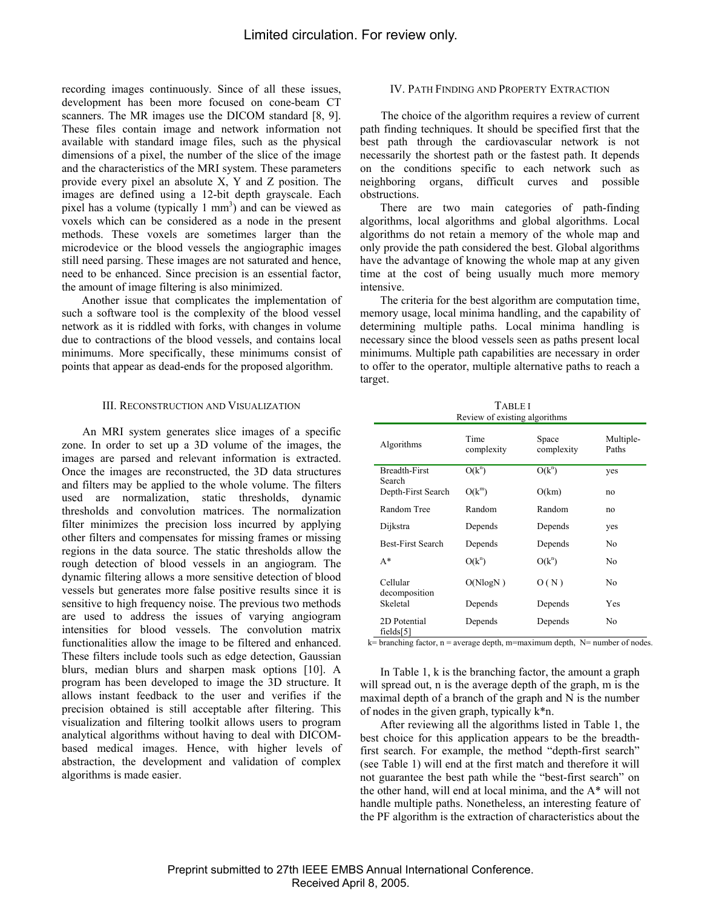recording images continuously. Since of all these issues, development has been more focused on cone-beam CT scanners. The MR images use the DICOM standard [8, 9]. These files contain image and network information not available with standard image files, such as the physical dimensions of a pixel, the number of the slice of the image and the characteristics of the MRI system. These parameters provide every pixel an absolute X, Y and Z position. The images are defined using a 12-bit depth grayscale. Each pixel has a volume (typically 1 $mm^3$) and can be viewed as voxels which can be considered as a node in the present methods. These voxels are sometimes larger than the microdevice or the blood vessels the angiographic images still need parsing. These images are not saturated and hence, need to be enhanced. Since precision is an essential factor, the amount of image filtering is also minimized.

Another issue that complicates the implementation of such a software tool is the complexity of the blood vessel network as it is riddled with forks, with changes in volume due to contractions of the blood vessels, and contains local minimums. More specifically, these minimums consist of points that appear as dead-ends for the proposed algorithm.

## III. Reconstruction and Visualization

An MRI system generates slice images of a specific zone. In order to set up a 3D volume of the images, the images are parsed and relevant information is extracted. Once the images are reconstructed, the 3D data structures and filters may be applied to the whole volume. The filters used are normalization, static thresholds, dynamic thresholds and convolution matrices. The normalization filter minimizes the precision loss incurred by applying other filters and compensates for missing frames or missing regions in the data source. The static thresholds allow the rough detection of blood vessels in an angiogram. The dynamic filtering allows a more sensitive detection of blood vessels but generates more false positive results since it is sensitive to high frequency noise. The previous two methods are used to address the issues of varying angiogram intensities for blood vessels. The convolution matrix functionalities allow the image to be filtered and enhanced. These filters include tools such as edge detection, Gaussian blurs, median blurs and sharpen mask options [10]. A program has been developed to image the 3D structure. It allows instant feedback to the user and verifies if the precision obtained is still acceptable after filtering. This visualization and filtering toolkit allows users to program analytical algorithms without having to deal with DICOM-based medical images. Hence, with higher levels of abstraction, the development and validation of complex algorithms is made easier.

## IV. Path Finding and Property Extraction

The choice of the algorithm requires a review of current path finding techniques. It should be specified first that the best path through the cardiovascular network is not necessarily the shortest path or the fastest path. It depends on the conditions specific to each network such as neighboring organs, difficult curves and possible obstructions.

There are two main categories of path-finding algorithms, local algorithms and global algorithms. Local algorithms do not retain a memory of the whole map and only provide the path considered the best. Global algorithms have the advantage of knowing the whole map at any given time at the cost of being usually much more memory intensive.

The criteria for the best algorithm are computation time, memory usage, local minima handling, and the capability of determining multiple paths. Local minima handling is necessary since the blood vessels seen as paths present local minimums. Multiple path capabilities are necessary in order to offer to the operator, multiple alternative paths to reach a target.

TABLE I
Review of existing algorithms

| Algorithms | Time complexity | Space complexity | Multiple-Paths |
|---|---|---|---|
| Breadth-First Search | $O(k^n)$ | $O(k^n)$ | yes |
| Depth-First Search | $O(k^m)$ | O(km) | no |
| Random Tree | Random | Random | no |
| Dijkstra | Depends | Depends | yes |
| Best-First Search | Depends | Depends | No |
| A* | $O(k^n)$ | $O(k^n)$ | No |
| Cellular decomposition | O(NlogN ) | O ( N ) | No |
| Skeletal | Depends | Depends | Yes |
| 2D Potential fields[5] | Depends | Depends | No |

k= branching factor, n = average depth, m=maximum depth, N= number of nodes.

In Table 1, k is the branching factor, the amount a graph will spread out, n is the average depth of the graph, m is the maximal depth of a branch of the graph and N is the number of nodes in the given graph, typically k*n.

After reviewing all the algorithms listed in Table 1, the best choice for this application appears to be the breadth-first search. For example, the method "depth-first search" (see Table 1) will end at the first match and therefore it will not guarantee the best path while the "best-first search" on the other hand, will end at local minima, and the A* will not handle multiple paths. Nonetheless, an interesting feature of the PF algorithm is the extraction of characteristics about the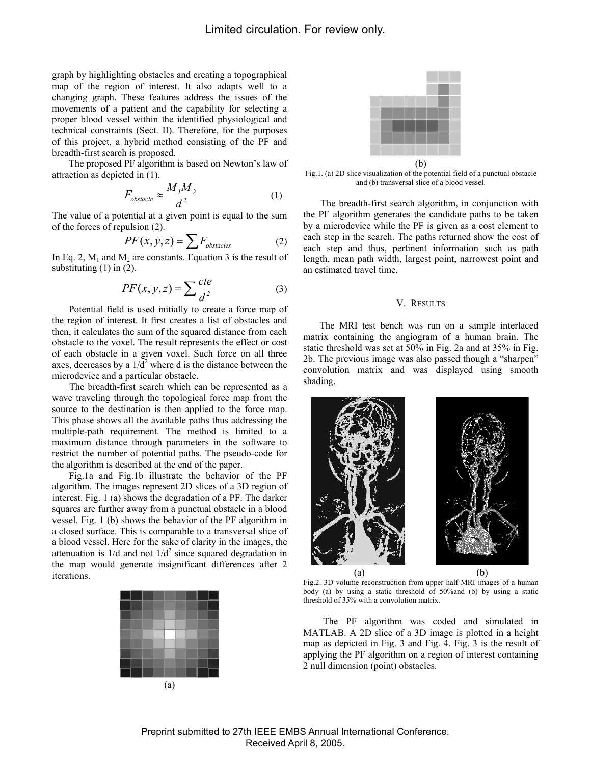graph by highlighting obstacles and creating a topographical map of the region of interest. It also adapts well to a changing graph. These features address the issues of the movements of a patient and the capability for selecting a proper blood vessel within the identified physiological and technical constraints (Sect. II). Therefore, for the purposes of this project, a hybrid method consisting of the PF and breadth-first search is proposed.

The proposed PF algorithm is based on Newton's law of attraction as depicted in (1).

$$F_{obstacle} \approx \frac{M_1 M_2}{d^2} \quad (1)$$

The value of a potential at a given point is equal to the sum of the forces of repulsion (2).

$$PF(x,y,z) = \sum F_{obstacles} \quad (2)$$

In Eq. 2, $M_1$ and $M_2$ are constants. Equation 3 is the result of substituting (1) in (2).

$$PF(x,y,z) = \sum \frac{cte}{d^2} \quad (3)$$

Potential field is used initially to create a force map of the region of interest. It first creates a list of obstacles and then, it calculates the sum of the squared distance from each obstacle to the voxel. The result represents the effect or cost of each obstacle in a given voxel. Such force on all three axes, decreases by a $1/d^2$ where d is the distance between the microdevice and a particular obstacle.

The breadth-first search which can be represented as a wave traveling through the topological force map from the source to the destination is then applied to the force map. This phase shows all the available paths thus addressing the multiple-path requirement. The method is limited to a maximum distance through parameters in the software to restrict the number of potential paths. The pseudo-code for the algorithm is described at the end of the paper.

Fig.1a and Fig.1b illustrate the behavior of the PF algorithm. The images represent 2D slices of a 3D region of interest. Fig. 1 (a) shows the degradation of a PF. The darker squares are further away from a punctual obstacle in a blood vessel. Fig. 1 (b) shows the behavior of the PF algorithm in a closed surface. This is comparable to a transversal slice of a blood vessel. Here for the sake of clarity in the images, the attenuation is $1/d$ and not $1/d^2$ since squared degradation in the map would generate insignificant differences after 2 iterations.

(a)

(b)

Fig.1. (a) 2D slice visualization of the potential field of a punctual obstacle and (b) transversal slice of a blood vessel.

The breadth-first search algorithm, in conjunction with the PF algorithm generates the candidate paths to be taken by a microdevice while the PF is given as a cost element to each step in the search. The paths returned show the cost of each step and thus, pertinent information such as path length, mean path width, largest point, narrowest point and an estimated travel time.

## V. Results

The MRI test bench was run on a sample interlaced matrix containing the angiogram of a human brain. The static threshold was set at 50% in Fig. 2a and at 35% in Fig. 2b. The previous image was also passed though a "sharpen" convolution matrix and was displayed using smooth shading.

(a) (b)

Fig.2. 3D volume reconstruction from upper half MRI images of a human body (a) by using a static threshold of 50%and (b) by using a static threshold of 35% with a convolution matrix.

The PF algorithm was coded and simulated in MATLAB. A 2D slice of a 3D image is plotted in a height map as depicted in Fig. 3 and Fig. 4. Fig. 3 is the result of applying the PF algorithm on a region of interest containing 2 null dimension (point) obstacles.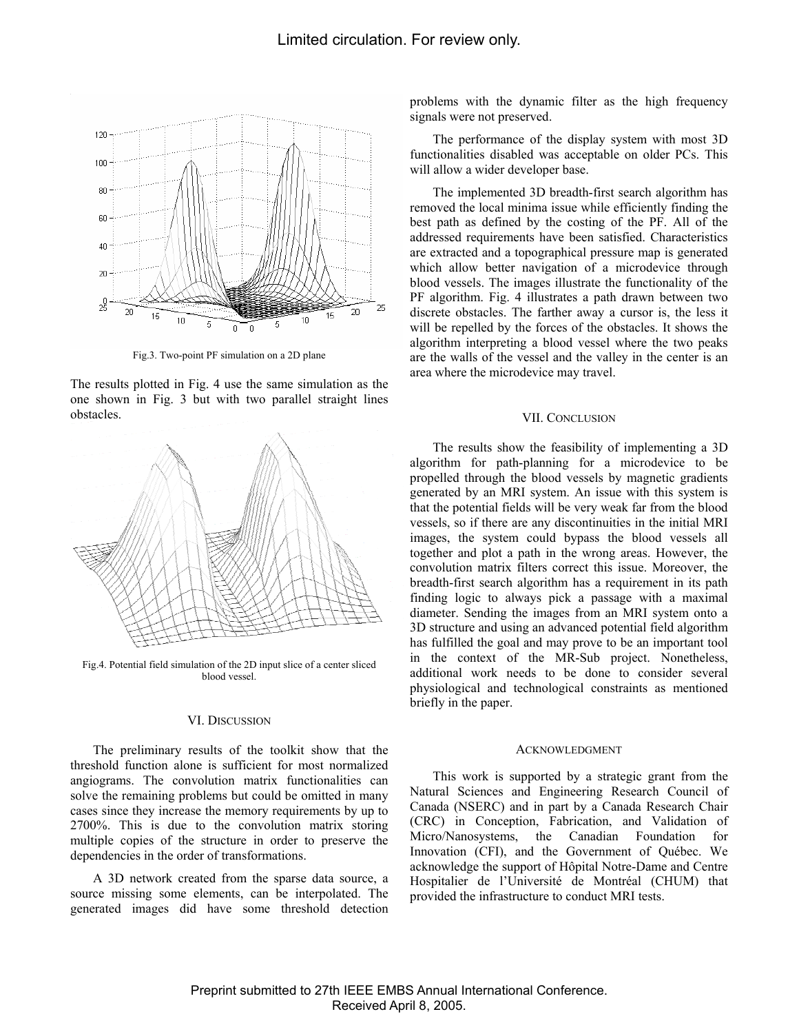120

100

80

60

40

20

0

25 20 15 10 5 0 0 5 10 15 20 25

Fig.3. Two-point PF simulation on a 2D plane

The results plotted in Fig. 4 use the same simulation as the one shown in Fig. 3 but with two parallel straight lines obstacles.

Fig.4. Potential field simulation of the 2D input slice of a center sliced blood vessel.

## VI. Discussion

The preliminary results of the toolkit show that the threshold function alone is sufficient for most normalized angiograms. The convolution matrix functionalities can solve the remaining problems but could be omitted in many cases since they increase the memory requirements by up to 2700%. This is due to the convolution matrix storing multiple copies of the structure in order to preserve the dependencies in the order of transformations.

A 3D network created from the sparse data source, a source missing some elements, can be interpolated. The generated images did have some threshold detection problems with the dynamic filter as the high frequency signals were not preserved.

The performance of the display system with most 3D functionalities disabled was acceptable on older PCs. This will allow a wider developer base.

The implemented 3D breadth-first search algorithm has removed the local minima issue while efficiently finding the best path as defined by the costing of the PF. All of the addressed requirements have been satisfied. Characteristics are extracted and a topographical pressure map is generated which allow better navigation of a microdevice through blood vessels. The images illustrate the functionality of the PF algorithm. Fig. 4 illustrates a path drawn between two discrete obstacles. The farther away a cursor is, the less it will be repelled by the forces of the obstacles. It shows the algorithm interpreting a blood vessel where the two peaks are the walls of the vessel and the valley in the center is an area where the microdevice may travel.

## VII. Conclusion

The results show the feasibility of implementing a 3D algorithm for path-planning for a microdevice to be propelled through the blood vessels by magnetic gradients generated by an MRI system. An issue with this system is that the potential fields will be very weak far from the blood vessels, so if there are any discontinuities in the initial MRI images, the system could bypass the blood vessels all together and plot a path in the wrong areas. However, the convolution matrix filters correct this issue. Moreover, the breadth-first search algorithm has a requirement in its path finding logic to always pick a passage with a maximal diameter. Sending the images from an MRI system onto a 3D structure and using an advanced potential field algorithm has fulfilled the goal and may prove to be an important tool in the context of the MR-Sub project. Nonetheless, additional work needs to be done to consider several physiological and technological constraints as mentioned briefly in the paper.

## Acknowledgment

This work is supported by a strategic grant from the Natural Sciences and Engineering Research Council of Canada (NSERC) and in part by a Canada Research Chair (CRC) in Conception, Fabrication, and Validation of Micro/Nanosystems, the Canadian Foundation for Innovation (CFI), and the Government of Québec. We acknowledge the support of Hôpital Notre-Dame and Centre Hospitalier de l'Université de Montréal (CHUM) that provided the infrastructure to conduct MRI tests.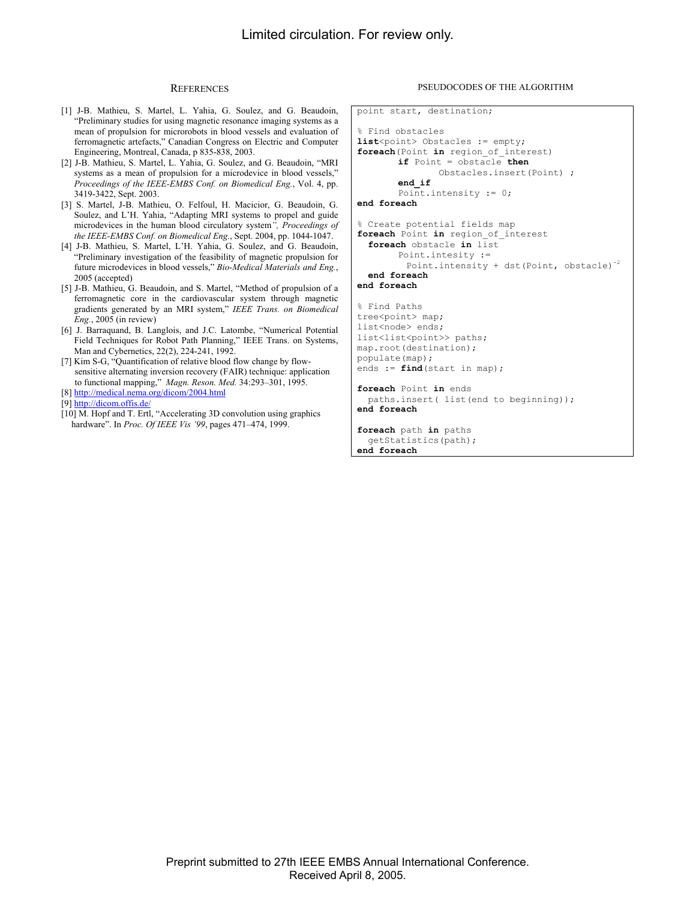## REFERENCES

[1] J-B. Mathieu, S. Martel, L. Yahia, G. Soulez, and G. Beaudoin, "Preliminary studies for using magnetic resonance imaging systems as a mean of propulsion for microrobots in blood vessels and evaluation of ferromagnetic artefacts," Canadian Congress on Electric and Computer Engineering, Montreal, Canada, p 835-838, 2003.

[2] J-B. Mathieu, S. Martel, L. Yahia, G. Soulez, and G. Beaudoin, "MRI systems as a mean of propulsion for a microdevice in blood vessels," *Proceedings of the IEEE-EMBS Conf. on Biomedical Eng.*, Vol. 4, pp. 3419-3422, Sept. 2003.

[3] S. Martel, J-B. Mathieu, O. Felfoul, H. Macicior, G. Beaudoin, G. Soulez, and L'H. Yahia, "Adapting MRI systems to propel and guide microdevices in the human blood circulatory system*", Proceedings of the IEEE-EMBS Conf. on Biomedical Eng.*, Sept. 2004, pp. 1044-1047.

[4] J-B. Mathieu, S. Martel, L'H. Yahia, G. Soulez, and G. Beaudoin, "Preliminary investigation of the feasibility of magnetic propulsion for future microdevices in blood vessels," *Bio-Medical Materials and Eng.*, 2005 (accepted)

[5] J-B. Mathieu, G. Beaudoin, and S. Martel, "Method of propulsion of a ferromagnetic core in the cardiovascular system through magnetic gradients generated by an MRI system," *IEEE Trans. on Biomedical Eng.*, 2005 (in review)

[6] J. Barraquand, B. Langlois, and J.C. Latombe, "Numerical Potential Field Techniques for Robot Path Planning," IEEE Trans. on Systems, Man and Cybernetics, 22(2), 224-241, 1992.

[7] Kim S-G, "Quantification of relative blood flow change by flow-sensitive alternating inversion recovery (FAIR) technique: application to functional mapping," *Magn. Reson. Med.* 34:293–301, 1995.

[8] http://medical.nema.org/dicom/2004.html

[9] http://dicom.offis.de/

[10] M. Hopf and T. Ertl, "Accelerating 3D convolution using graphics hardware". In *Proc. Of IEEE Vis '99*, pages 471–474, 1999.

## PSEUDOCODES OF THE ALGORITHM

```
point start, destination;

% Find obstacles
list<point> Obstacles := empty;
foreach(Point in region_of_interest)
        if Point = obstacle then
                Obstacles.insert(Point) ;
        end_if
        Point.intensity := 0;
end foreach

% Create potential fields map
foreach Point in region_of_interest
  foreach obstacle in list
        Point.intesity :=
          Point.intensity + dst(Point, obstacle)^-2
  end foreach
end foreach

% Find Paths
tree<point> map;
list<node> ends;
list<list<point>> paths;
map.root(destination);
populate(map);
ends := find(start in map);

foreach Point in ends
  paths.insert( list(end to beginning));
end foreach

foreach path in paths
  getStatistics(path);
end foreach
```